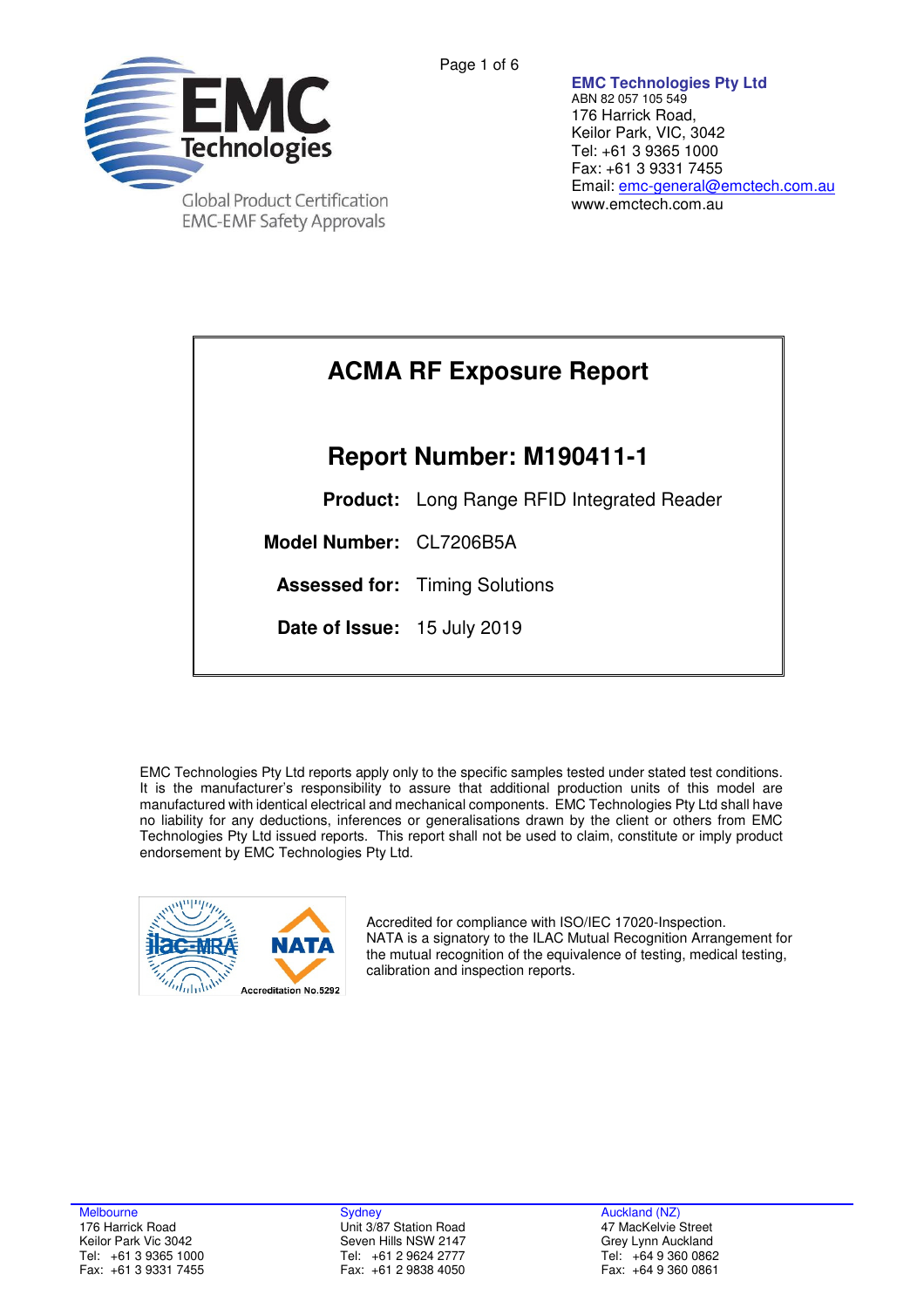EMC Technologies

Global Product Certification
EMC-EMF Safety Approvals

**EMC Technologies Pty Ltd**
ABN 82 057 105 549
176 Harrick Road,
Keilor Park, VIC, 3042
Tel: +61 3 9365 1000
Fax: +61 3 9331 7455
Email: emc-general@emctech.com.au
www.emctech.com.au

# ACMA RF Exposure Report

## Report Number: M190411-1

**Product:** Long Range RFID Integrated Reader

**Model Number:** CL7206B5A

**Assessed for:** Timing Solutions

**Date of Issue:** 15 July 2019

EMC Technologies Pty Ltd reports apply only to the specific samples tested under stated test conditions. It is the manufacturer's responsibility to assure that additional production units of this model are manufactured with identical electrical and mechanical components. EMC Technologies Pty Ltd shall have no liability for any deductions, inferences or generalisations drawn by the client or others from EMC Technologies Pty Ltd issued reports. This report shall not be used to claim, constitute or imply product endorsement by EMC Technologies Pty Ltd.

ilac-MRA NATA Accreditation No.5292

Accredited for compliance with ISO/IEC 17020-Inspection.
NATA is a signatory to the ILAC Mutual Recognition Arrangement for the mutual recognition of the equivalence of testing, medical testing, calibration and inspection reports.

Melbourne
176 Harrick Road
Keilor Park Vic 3042
Tel: +61 3 9365 1000
Fax: +61 3 9331 7455

Sydney
Unit 3/87 Station Road
Seven Hills NSW 2147
Tel: +61 2 9624 2777
Fax: +61 2 9838 4050

Auckland (NZ)
47 MacKelvie Street
Grey Lynn Auckland
Tel: +64 9 360 0862
Fax: +64 9 360 0861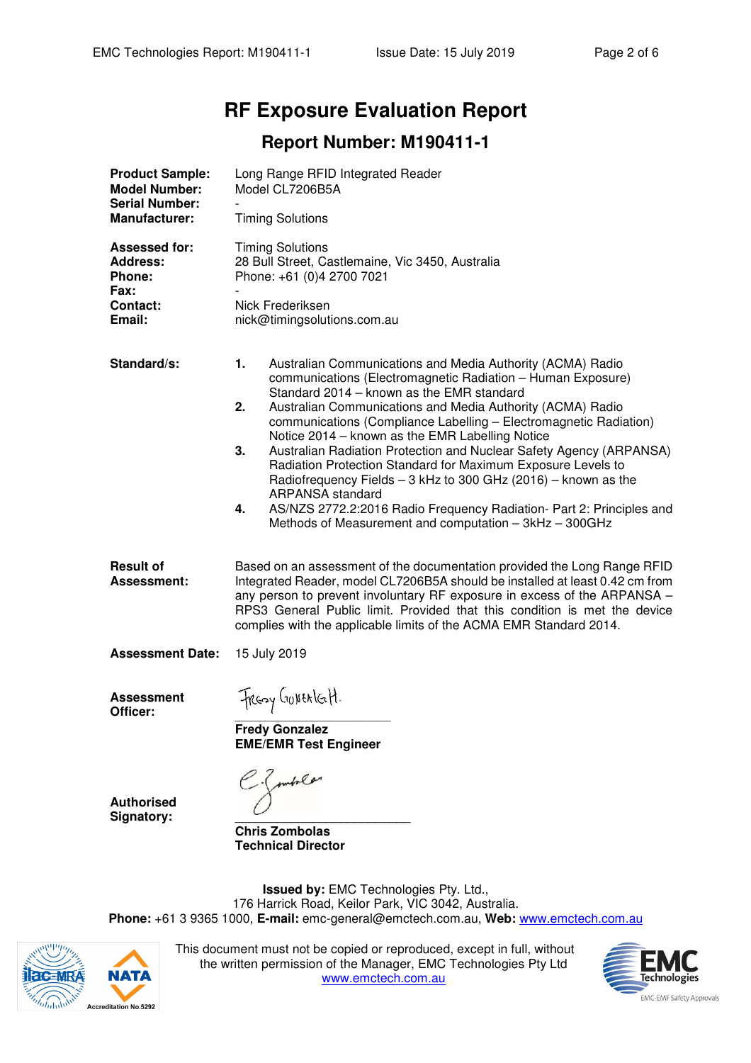# RF Exposure Evaluation Report

## Report Number: M190411-1

**Product Sample:** Long Range RFID Integrated Reader
**Model Number:** Model CL7206B5A
**Serial Number:** -
**Manufacturer:** Timing Solutions

**Assessed for:** Timing Solutions
**Address:** 28 Bull Street, Castlemaine, Vic 3450, Australia
**Phone:** Phone: +61 (0)4 2700 7021
**Fax:** -
**Contact:** Nick Frederiksen
**Email:** nick@timingsolutions.com.au

**Standard/s:**

1. Australian Communications and Media Authority (ACMA) Radio communications (Electromagnetic Radiation – Human Exposure) Standard 2014 – known as the EMR standard
2. Australian Communications and Media Authority (ACMA) Radio communications (Compliance Labelling – Electromagnetic Radiation) Notice 2014 – known as the EMR Labelling Notice
3. Australian Radiation Protection and Nuclear Safety Agency (ARPANSA) Radiation Protection Standard for Maximum Exposure Levels to Radiofrequency Fields – 3 kHz to 300 GHz (2016) – known as the ARPANSA standard
4. AS/NZS 2772.2:2016 Radio Frequency Radiation- Part 2: Principles and Methods of Measurement and computation – 3kHz – 300GHz

**Result of Assessment:** Based on an assessment of the documentation provided the Long Range RFID Integrated Reader, model CL7206B5A should be installed at least 0.42 cm from any person to prevent involuntary RF exposure in excess of the ARPANSA – RPS3 General Public limit. Provided that this condition is met the device complies with the applicable limits of the ACMA EMR Standard 2014.

**Assessment Date:** 15 July 2019

**Assessment Officer:**

Fredy Gonzalez

**Fredy Gonzalez**
**EME/EMR Test Engineer**

**Authorised Signatory:**

**Chris Zombolas**
**Technical Director**

**Issued by:** EMC Technologies Pty. Ltd.,
176 Harrick Road, Keilor Park, VIC 3042, Australia.
**Phone:** +61 3 9365 1000, **E-mail:** emc-general@emctech.com.au, **Web:** www.emctech.com.au

Accreditation No.5292

This document must not be copied or reproduced, except in full, without the written permission of the Manager, EMC Technologies Pty Ltd
www.emctech.com.au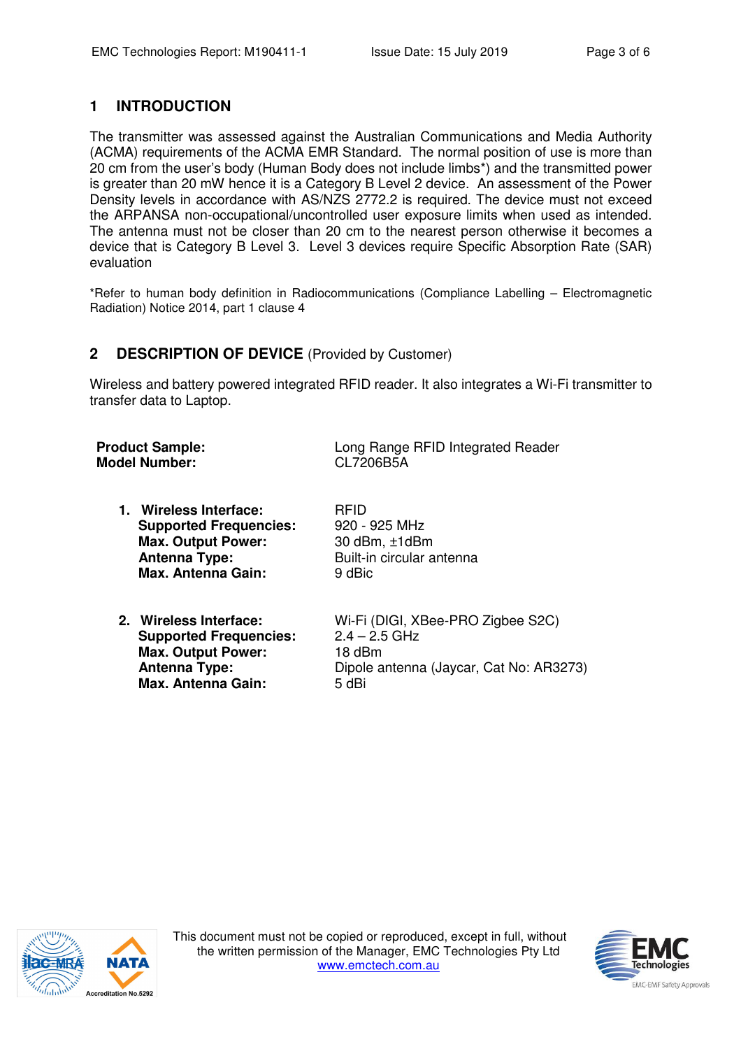## 1 INTRODUCTION

The transmitter was assessed against the Australian Communications and Media Authority (ACMA) requirements of the ACMA EMR Standard. The normal position of use is more than 20 cm from the user's body (Human Body does not include limbs*) and the transmitted power is greater than 20 mW hence it is a Category B Level 2 device. An assessment of the Power Density levels in accordance with AS/NZS 2772.2 is required. The device must not exceed the ARPANSA non-occupational/uncontrolled user exposure limits when used as intended. The antenna must not be closer than 20 cm to the nearest person otherwise it becomes a device that is Category B Level 3. Level 3 devices require Specific Absorption Rate (SAR) evaluation

*Refer to human body definition in Radiocommunications (Compliance Labelling – Electromagnetic Radiation) Notice 2014, part 1 clause 4

## 2 DESCRIPTION OF DEVICE (Provided by Customer)

Wireless and battery powered integrated RFID reader. It also integrates a Wi-Fi transmitter to transfer data to Laptop.

**Product Sample:** Long Range RFID Integrated Reader
**Model Number:** CL7206B5A

1. **Wireless Interface:** RFID
   **Supported Frequencies:** 920 - 925 MHz
   **Max. Output Power:** 30 dBm, ±1dBm
   **Antenna Type:** Built-in circular antenna
   **Max. Antenna Gain:** 9 dBic

2. **Wireless Interface:** Wi-Fi (DIGI, XBee-PRO Zigbee S2C)
   **Supported Frequencies:** 2.4 – 2.5 GHz
   **Max. Output Power:** 18 dBm
   **Antenna Type:** Dipole antenna (Jaycar, Cat No: AR3273)
   **Max. Antenna Gain:** 5 dBi

This document must not be copied or reproduced, except in full, without the written permission of the Manager, EMC Technologies Pty Ltd
www.emctech.com.au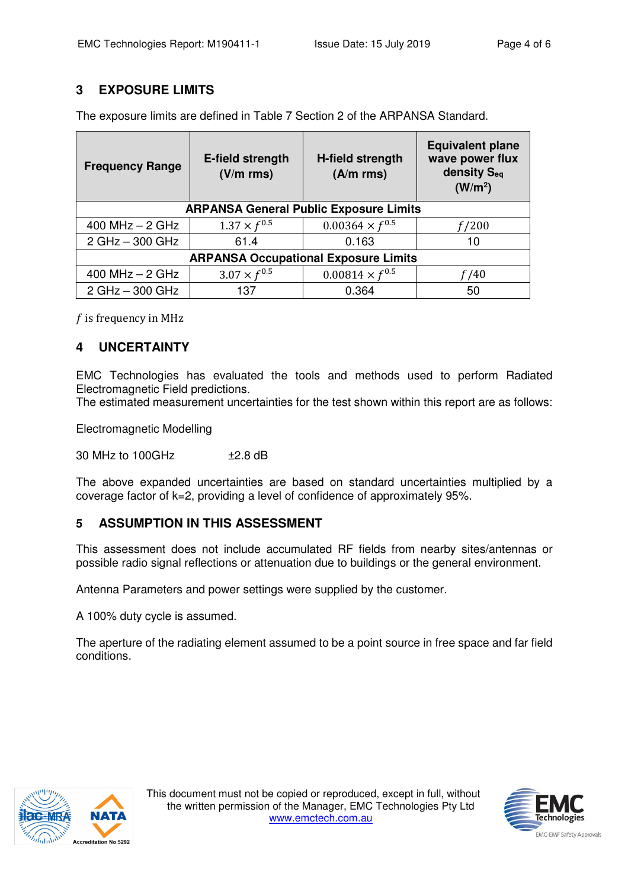## 3 EXPOSURE LIMITS

The exposure limits are defined in Table 7 Section 2 of the ARPANSA Standard.

| Frequency Range | E-field strength (V/m rms) | H-field strength (A/m rms) | Equivalent plane wave power flux density $S_{eq}$ ($W/m^2$) |
|---|---|---|---|
| **ARPANSA General Public Exposure Limits** | | | |
| 400 MHz – 2 GHz | $1.37 \times f^{0.5}$ | $0.00364 \times f^{0.5}$ | $f/200$ |
| 2 GHz – 300 GHz | 61.4 | 0.163 | 10 |
| **ARPANSA Occupational Exposure Limits** | | | |
| 400 MHz – 2 GHz | $3.07 \times f^{0.5}$ | $0.00814 \times f^{0.5}$ | $f/40$ |
| 2 GHz – 300 GHz | 137 | 0.364 | 50 |

$f$ is frequency in MHz

## 4 UNCERTAINTY

EMC Technologies has evaluated the tools and methods used to perform Radiated Electromagnetic Field predictions.
The estimated measurement uncertainties for the test shown within this report are as follows:

Electromagnetic Modelling

30 MHz to 100GHz ±2.8 dB

The above expanded uncertainties are based on standard uncertainties multiplied by a coverage factor of k=2, providing a level of confidence of approximately 95%.

## 5 ASSUMPTION IN THIS ASSESSMENT

This assessment does not include accumulated RF fields from nearby sites/antennas or possible radio signal reflections or attenuation due to buildings or the general environment.

Antenna Parameters and power settings were supplied by the customer.

A 100% duty cycle is assumed.

The aperture of the radiating element assumed to be a point source in free space and far field conditions.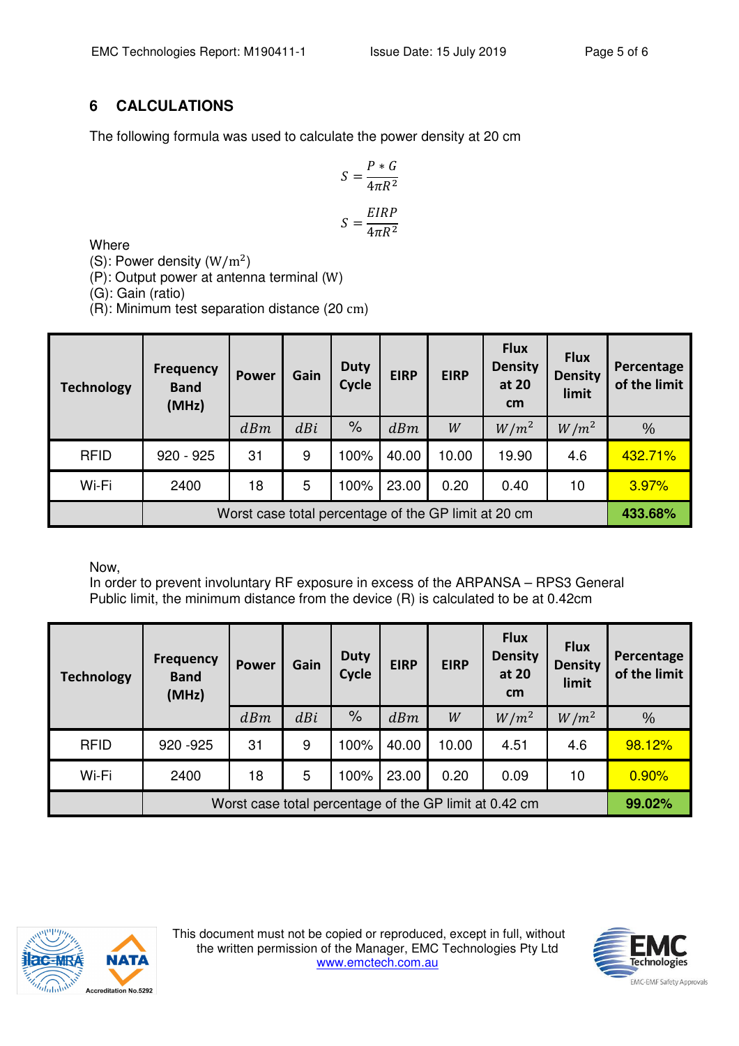## 6 CALCULATIONS

The following formula was used to calculate the power density at 20 cm

$$S = \frac{P * G}{4\pi R^2}$$

$$S = \frac{EIRP}{4\pi R^2}$$

Where
(S): Power density ($W/m^2$)
(P): Output power at antenna terminal (W)
(G): Gain (ratio)
(R): Minimum test separation distance (20 cm)

| Technology | Frequency Band (MHz) | Power | Gain | Duty Cycle | EIRP | EIRP | Flux Density at 20 cm | Flux Density limit | Percentage of the limit |
|---|---|---|---|---|---|---|---|---|---|
| | | $dBm$ | $dBi$ | % | $dBm$ | $W$ | $W/m^2$ | $W/m^2$ | % |
| RFID | 920 - 925 | 31 | 9 | 100% | 40.00 | 10.00 | 19.90 | 4.6 | 432.71% |
| Wi-Fi | 2400 | 18 | 5 | 100% | 23.00 | 0.20 | 0.40 | 10 | 3.97% |
| | Worst case total percentage of the GP limit at 20 cm | | | | | | | | **433.68%** |

Now,
In order to prevent involuntary RF exposure in excess of the ARPANSA – RPS3 General Public limit, the minimum distance from the device (R) is calculated to be at 0.42cm

| Technology | Frequency Band (MHz) | Power | Gain | Duty Cycle | EIRP | EIRP | Flux Density at 20 cm | Flux Density limit | Percentage of the limit |
|---|---|---|---|---|---|---|---|---|---|
| | | $dBm$ | $dBi$ | % | $dBm$ | $W$ | $W/m^2$ | $W/m^2$ | % |
| RFID | 920 -925 | 31 | 9 | 100% | 40.00 | 10.00 | 4.51 | 4.6 | 98.12% |
| Wi-Fi | 2400 | 18 | 5 | 100% | 23.00 | 0.20 | 0.09 | 10 | 0.90% |
| | Worst case total percentage of the GP limit at 0.42 cm | | | | | | | | **99.02%** |

This document must not be copied or reproduced, except in full, without the written permission of the Manager, EMC Technologies Pty Ltd
www.emctech.com.au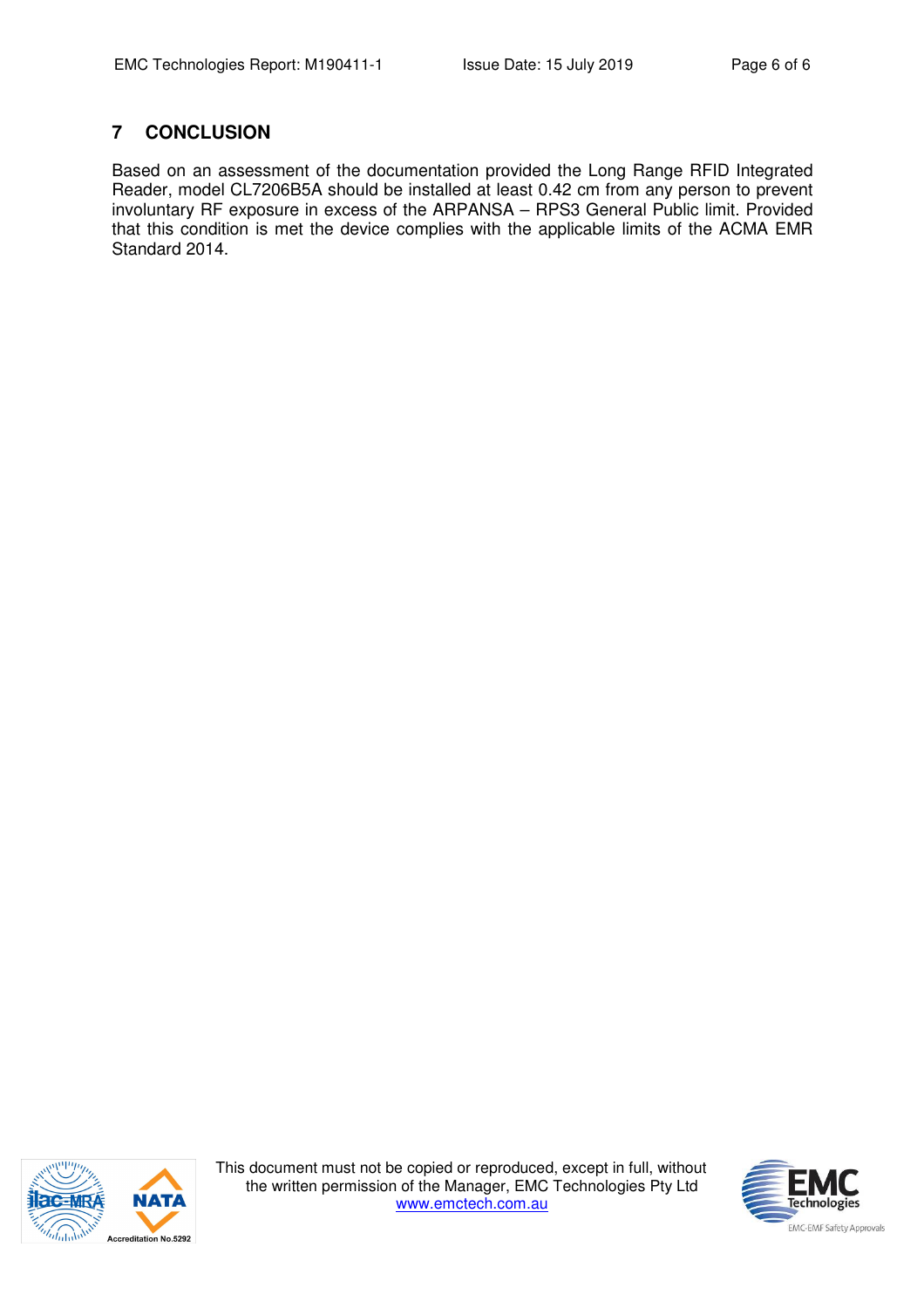## 7 CONCLUSION

Based on an assessment of the documentation provided the Long Range RFID Integrated Reader, model CL7206B5A should be installed at least 0.42 cm from any person to prevent involuntary RF exposure in excess of the ARPANSA – RPS3 General Public limit. Provided that this condition is met the device complies with the applicable limits of the ACMA EMR Standard 2014.